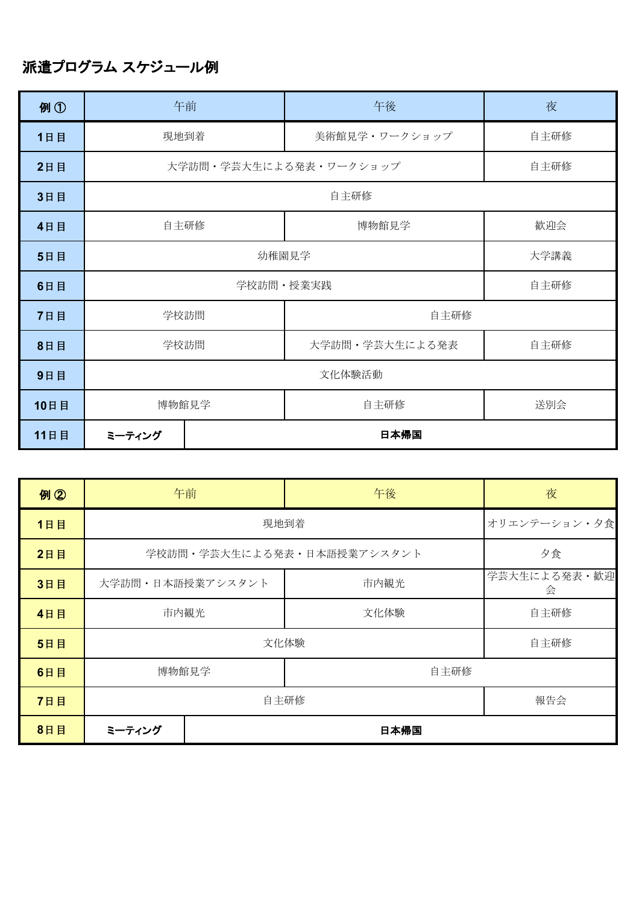# 派遣プログラム スケジュール例

| 例 ① | 午前 | | 午後 | 夜 |
|---|---|---|---|---|
| 1日目 | 現地到着 | | 美術館見学・ワークショップ | 自主研修 |
| 2日目 | 大学訪問・学芸大生による発表・ワークショップ | | | 自主研修 |
| 3日目 | 自主研修 | | | |
| 4日目 | 自主研修 | | 博物館見学 | 歓迎会 |
| 5日目 | 幼稚園見学 | | | 大学講義 |
| 6日目 | 学校訪問・授業実践 | | | 自主研修 |
| 7日目 | 学校訪問 | | 自主研修 | |
| 8日目 | 学校訪問 | | 大学訪問・学芸大生による発表 | 自主研修 |
| 9日目 | 文化体験活動 | | | |
| 10日目 | 博物館見学 | | 自主研修 | 送別会 |
| 11日目 | **ミーティング** | **日本帰国** | | |

| 例 ② | 午前 | | 午後 | 夜 |
|---|---|---|---|---|
| 1日目 | 現地到着 | | | オリエンテーション・夕食 |
| 2日目 | 学校訪問・学芸大生による発表・日本語授業アシスタント | | | 夕食 |
| 3日目 | 大学訪問・日本語授業アシスタント | | 市内観光 | 学芸大生による発表・歓迎会 |
| 4日目 | 市内観光 | | 文化体験 | 自主研修 |
| 5日目 | 文化体験 | | | 自主研修 |
| 6日目 | 博物館見学 | | 自主研修 | |
| 7日目 | 自主研修 | | | 報告会 |
| 8日目 | **ミーティング** | **日本帰国** | | |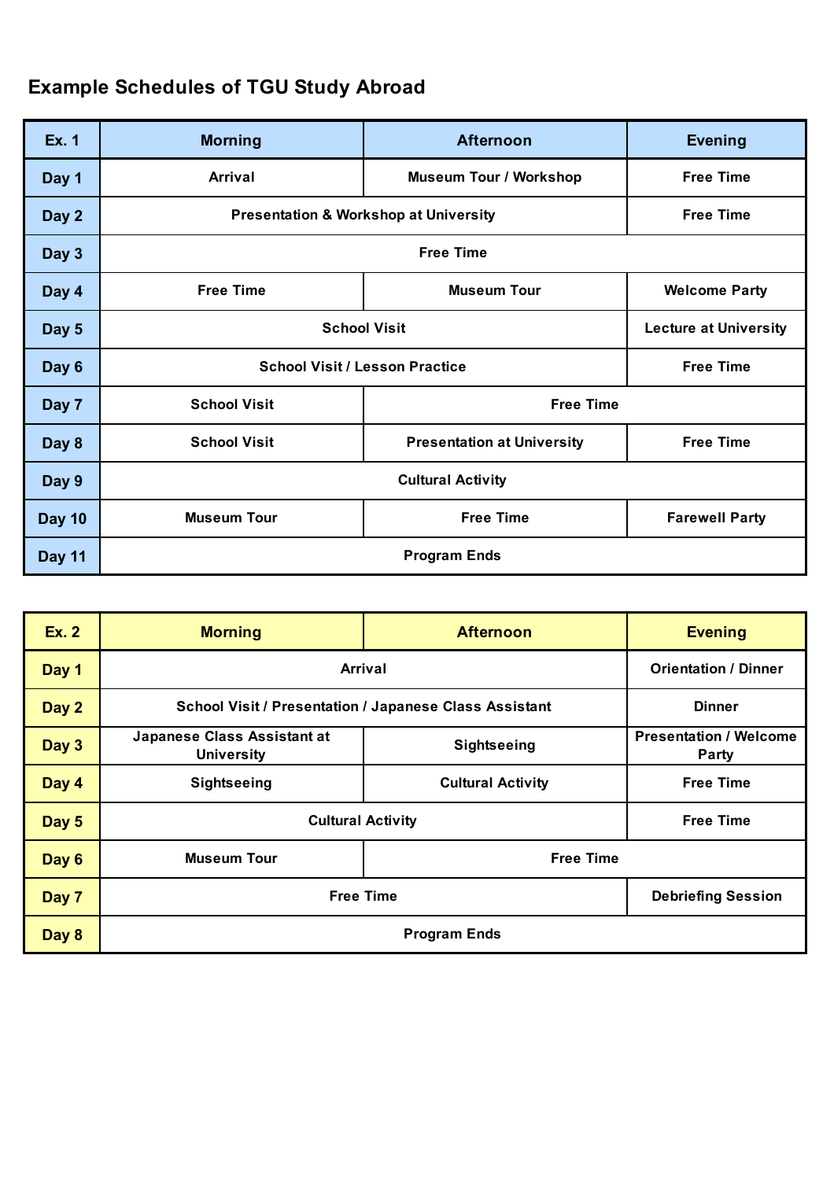## Example Schedules of TGU Study Abroad

| Ex. 1 | Morning | Afternoon | Evening |
|---|---|---|---|
| Day 1 | Arrival | Museum Tour / Workshop | Free Time |
| Day 2 | Presentation & Workshop at University | | Free Time |
| Day 3 | Free Time | | |
| Day 4 | Free Time | Museum Tour | Welcome Party |
| Day 5 | School Visit | | Lecture at University |
| Day 6 | School Visit / Lesson Practice | | Free Time |
| Day 7 | School Visit | Free Time | |
| Day 8 | School Visit | Presentation at University | Free Time |
| Day 9 | Cultural Activity | | |
| Day 10 | Museum Tour | Free Time | Farewell Party |
| Day 11 | Program Ends | | |

| Ex. 2 | Morning | Afternoon | Evening |
|---|---|---|---|
| Day 1 | Arrival | | Orientation / Dinner |
| Day 2 | School Visit / Presentation / Japanese Class Assistant | | Dinner |
| Day 3 | Japanese Class Assistant at University | Sightseeing | Presentation / Welcome Party |
| Day 4 | Sightseeing | Cultural Activity | Free Time |
| Day 5 | Cultural Activity | | Free Time |
| Day 6 | Museum Tour | Free Time | |
| Day 7 | Free Time | | Debriefing Session |
| Day 8 | Program Ends | | |